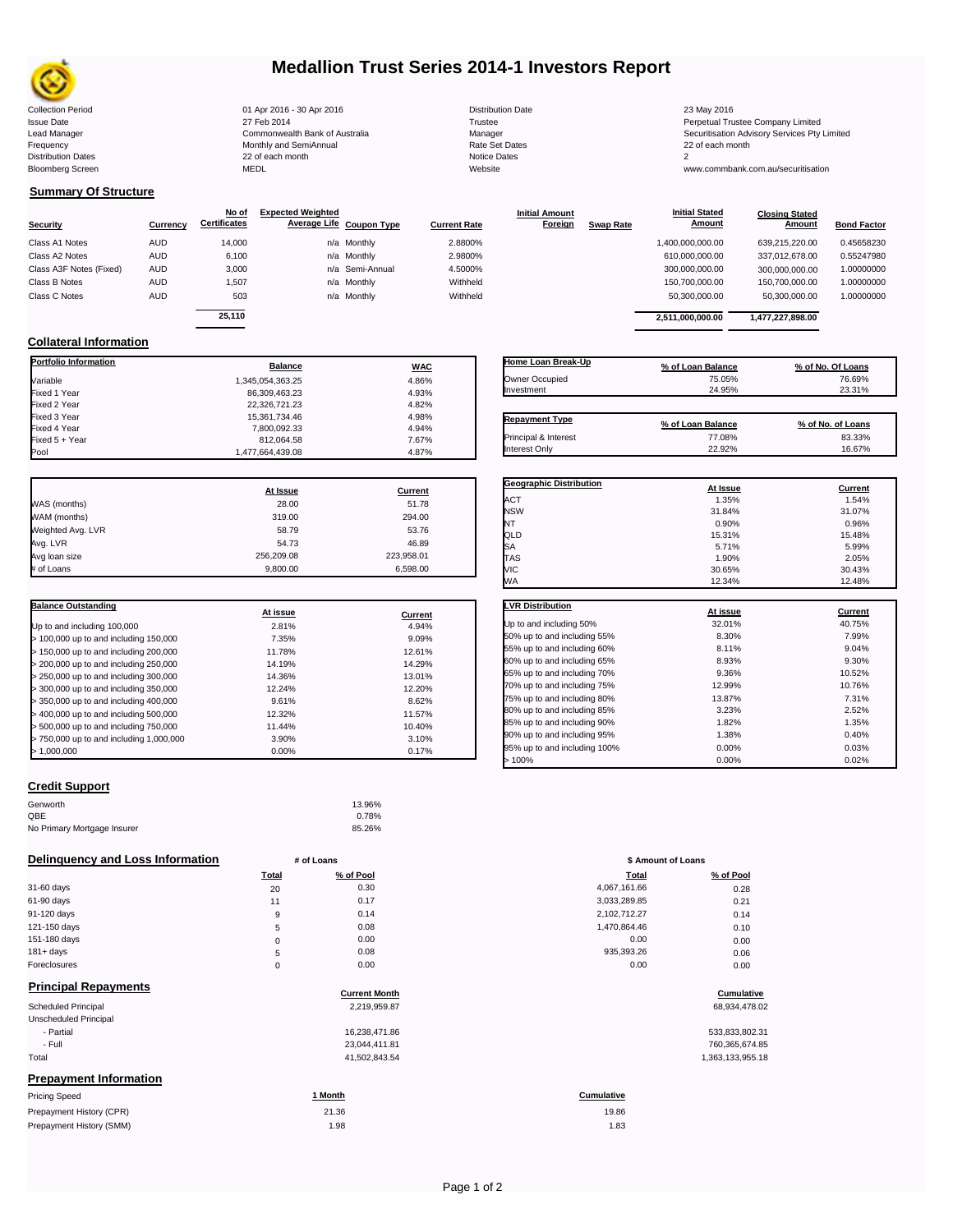# Medallion Trust Series 2014-1 Investors Report

| | | | |
|---|---|---|---|
| Collection Period | 01 Apr 2016 - 30 Apr 2016 | Distribution Date | 23 May 2016 |
| Issue Date | 27 Feb 2014 | Trustee | Perpetual Trustee Company Limited |
| Lead Manager | Commonwealth Bank of Australia | Manager | Securitisation Advisory Services Pty Limited |
| Frequency | Monthly and SemiAnnual | Rate Set Dates | 22 of each month |
| Distribution Dates | 22 of each month | Notice Dates | 2 |
| Bloomberg Screen | MEDL | Website | www.commbank.com.au/securitisation |

## Summary Of Structure

| Security | Currency | No of Certificates | Expected Weighted Average Life | Coupon Type | Current Rate | Initial Amount Foreign | Swap Rate | Initial Stated Amount | Closing Stated Amount | Bond Factor |
|---|---|---|---|---|---|---|---|---|---|---|
| Class A1 Notes | AUD | 14,000 | n/a | Monthly | 2.8800% | | | 1,400,000,000.00 | 639,215,220.00 | 0.45658230 |
| Class A2 Notes | AUD | 6,100 | n/a | Monthly | 2.9800% | | | 610,000,000.00 | 337,012,678.00 | 0.55247980 |
| Class A3F Notes (Fixed) | AUD | 3,000 | n/a | Semi-Annual | 4.5000% | | | 300,000,000.00 | 300,000,000.00 | 1.00000000 |
| Class B Notes | AUD | 1,507 | n/a | Monthly | Withheld | | | 150,700,000.00 | 150,700,000.00 | 1.00000000 |
| Class C Notes | AUD | 503 | n/a | Monthly | Withheld | | | 50,300,000.00 | 50,300,000.00 | 1.00000000 |
| | | 25,110 | | | | | | 2,511,000,000.00 | 1,477,227,898.00 | |

## Collateral Information

| Portfolio Information | Balance | WAC |
|---|---|---|
| Variable | 1,345,054,363.25 | 4.86% |
| Fixed 1 Year | 86,309,463.23 | 4.93% |
| Fixed 2 Year | 22,326,721.23 | 4.82% |
| Fixed 3 Year | 15,361,734.46 | 4.98% |
| Fixed 4 Year | 7,800,092.33 | 4.94% |
| Fixed 5 + Year | 812,064.58 | 7.67% |
| Pool | 1,477,664,439.08 | 4.87% |

| Home Loan Break-Up | % of Loan Balance | % of No. Of Loans |
|---|---|---|
| Owner Occupied | 75.05% | 76.69% |
| Investment | 24.95% | 23.31% |

| Repayment Type | % of Loan Balance | % of No. of Loans |
|---|---|---|
| Principal & Interest | 77.08% | 83.33% |
| Interest Only | 22.92% | 16.67% |

| | At Issue | Current |
|---|---|---|
| WAS (months) | 28.00 | 51.78 |
| WAM (months) | 319.00 | 294.00 |
| Weighted Avg. LVR | 58.79 | 53.76 |
| Avg. LVR | 54.73 | 46.89 |
| Avg loan size | 256,209.08 | 223,958.01 |
| # of Loans | 9,800.00 | 6,598.00 |

| Geographic Distribution | At Issue | Current |
|---|---|---|
| ACT | 1.35% | 1.54% |
| NSW | 31.84% | 31.07% |
| NT | 0.90% | 0.96% |
| QLD | 15.31% | 15.48% |
| SA | 5.71% | 5.99% |
| TAS | 1.90% | 2.05% |
| VIC | 30.65% | 30.43% |
| WA | 12.34% | 12.48% |

| Balance Outstanding | At issue | Current |
|---|---|---|
| Up to and including 100,000 | 2.81% | 4.94% |
| > 100,000 up to and including 150,000 | 7.35% | 9.09% |
| > 150,000 up to and including 200,000 | 11.78% | 12.61% |
| > 200,000 up to and including 250,000 | 14.19% | 14.29% |
| > 250,000 up to and including 300,000 | 14.36% | 13.01% |
| > 300,000 up to and including 350,000 | 12.24% | 12.20% |
| > 350,000 up to and including 400,000 | 9.61% | 8.62% |
| > 400,000 up to and including 500,000 | 12.32% | 11.57% |
| > 500,000 up to and including 750,000 | 11.44% | 10.40% |
| > 750,000 up to and including 1,000,000 | 3.90% | 3.10% |
| > 1,000,000 | 0.00% | 0.17% |

| LVR Distribution | At issue | Current |
|---|---|---|
| Up to and including 50% | 32.01% | 40.75% |
| 50% up to and including 55% | 8.30% | 7.99% |
| 55% up to and including 60% | 8.11% | 9.04% |
| 60% up to and including 65% | 8.93% | 9.30% |
| 65% up to and including 70% | 9.36% | 10.52% |
| 70% up to and including 75% | 12.99% | 10.76% |
| 75% up to and including 80% | 13.87% | 7.31% |
| 80% up to and including 85% | 3.23% | 2.52% |
| 85% up to and including 90% | 1.82% | 1.35% |
| 90% up to and including 95% | 1.38% | 0.40% |
| 95% up to and including 100% | 0.00% | 0.03% |
| > 100% | 0.00% | 0.02% |

## Credit Support

| | |
|---|---|
| Genworth | 13.96% |
| QBE | 0.78% |
| No Primary Mortgage Insurer | 85.26% |

## Delinquency and Loss Information

| | # of Loans Total | # of Loans % of Pool | $ Amount of Loans Total | $ Amount of Loans % of Pool |
|---|---|---|---|---|
| 31-60 days | 20 | 0.30 | 4,067,161.66 | 0.28 |
| 61-90 days | 11 | 0.17 | 3,033,289.85 | 0.21 |
| 91-120 days | 9 | 0.14 | 2,102,712.27 | 0.14 |
| 121-150 days | 5 | 0.08 | 1,470,864.46 | 0.10 |
| 151-180 days | 0 | 0.00 | 0.00 | 0.00 |
| 181+ days | 5 | 0.08 | 935,393.26 | 0.06 |
| Foreclosures | 0 | 0.00 | 0.00 | 0.00 |

## Principal Repayments

| | Current Month | Cumulative |
|---|---|---|
| Scheduled Principal | 2,219,959.87 | 68,934,478.02 |
| Unscheduled Principal | | |
| - Partial | 16,238,471.86 | 533,833,802.31 |
| - Full | 23,044,411.81 | 760,365,674.85 |
| Total | 41,502,843.54 | 1,363,133,955.18 |

## Prepayment Information

| Pricing Speed | 1 Month | Cumulative |
|---|---|---|
| Prepayment History (CPR) | 21.36 | 19.86 |
| Prepayment History (SMM) | 1.98 | 1.83 |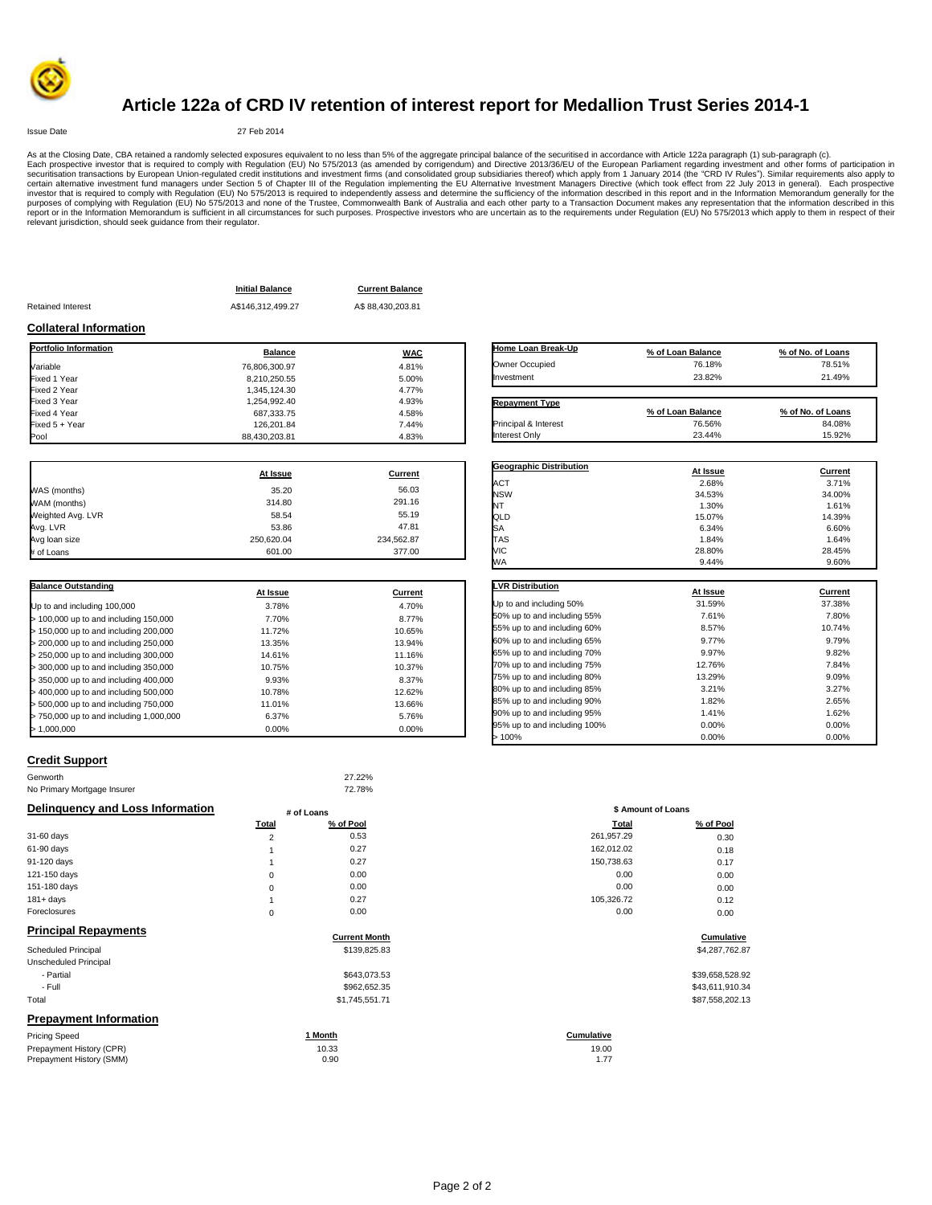# Article 122a of CRD IV retention of interest report for Medallion Trust Series 2014-1

Issue Date 27 Feb 2014

As at the Closing Date, CBA retained a randomly selected exposures equivalent to no less than 5% of the aggregate principal balance of the securitised in accordance with Article 122a paragraph (1) sub-paragraph (c). Each prospective investor that is required to comply with Regulation (EU) No 575/2013 (as amended by corrigendum) and Directive 2013/36/EU of the European Parliament regarding investment and other forms of participation in securitisation transactions by European Union-regulated credit institutions and investment firms (and consolidated group subsidiaries thereof) which apply from 1 January 2014 (the "CRD IV Rules"). Similar requirements also apply to certain alternative investment fund managers under Section 5 of Chapter III of the Regulation implementing the EU Alternative Investment Managers Directive (which took effect from 22 July 2013 in general). Each prospective investor that is required to comply with Regulation (EU) No 575/2013 is required to independently assess and determine the sufficiency of the information described in this report and in the Information Memorandum generally for the purposes of complying with Regulation (EU) No 575/2013 and none of the Trustee, Commonwealth Bank of Australia and each other party to a Transaction Document makes any representation that the information described in this report or in the Information Memorandum is sufficient in all circumstances for such purposes. Prospective investors who are uncertain as to the requirements under Regulation (EU) No 575/2013 which apply to them in respect of their relevant jurisdiction, should seek guidance from their regulator.

| | Initial Balance | Current Balance |
|---|---|---|
| Retained Interest | A$146,312,499.27 | A$ 88,430,203.81 |

## Collateral Information

| Portfolio Information | Balance | WAC |
|---|---|---|
| Variable | 76,806,300.97 | 4.81% |
| Fixed 1 Year | 8,210,250.55 | 5.00% |
| Fixed 2 Year | 1,345,124.30 | 4.77% |
| Fixed 3 Year | 1,254,992.40 | 4.93% |
| Fixed 4 Year | 687,333.75 | 4.58% |
| Fixed 5 + Year | 126,201.84 | 7.44% |
| Pool | 88,430,203.81 | 4.83% |

| Home Loan Break-Up | % of Loan Balance | % of No. of Loans |
|---|---|---|
| Owner Occupied | 76.18% | 78.51% |
| Investment | 23.82% | 21.49% |

| Repayment Type | % of Loan Balance | % of No. of Loans |
|---|---|---|
| Principal & Interest | 76.56% | 84.08% |
| Interest Only | 23.44% | 15.92% |

| | At Issue | Current |
|---|---|---|
| WAS (months) | 35.20 | 56.03 |
| WAM (months) | 314.80 | 291.16 |
| Weighted Avg. LVR | 58.54 | 55.19 |
| Avg. LVR | 53.86 | 47.81 |
| Avg loan size | 250,620.04 | 234,562.87 |
| # of Loans | 601.00 | 377.00 |

| Geographic Distribution | At Issue | Current |
|---|---|---|
| ACT | 2.68% | 3.71% |
| NSW | 34.53% | 34.00% |
| NT | 1.30% | 1.61% |
| QLD | 15.07% | 14.39% |
| SA | 6.34% | 6.60% |
| TAS | 1.84% | 1.64% |
| VIC | 28.80% | 28.45% |
| WA | 9.44% | 9.60% |

| Balance Outstanding | At Issue | Current |
|---|---|---|
| Up to and including 100,000 | 3.78% | 4.70% |
| > 100,000 up to and including 150,000 | 7.70% | 8.77% |
| > 150,000 up to and including 200,000 | 11.72% | 10.65% |
| > 200,000 up to and including 250,000 | 13.35% | 13.94% |
| > 250,000 up to and including 300,000 | 14.61% | 11.16% |
| > 300,000 up to and including 350,000 | 10.75% | 10.37% |
| > 350,000 up to and including 400,000 | 9.93% | 8.37% |
| > 400,000 up to and including 500,000 | 10.78% | 12.62% |
| > 500,000 up to and including 750,000 | 11.01% | 13.66% |
| > 750,000 up to and including 1,000,000 | 6.37% | 5.76% |
| > 1,000,000 | 0.00% | 0.00% |

| LVR Distribution | At Issue | Current |
|---|---|---|
| Up to and including 50% | 31.59% | 37.38% |
| 50% up to and including 55% | 7.61% | 7.80% |
| 55% up to and including 60% | 8.57% | 10.74% |
| 60% up to and including 65% | 9.77% | 9.79% |
| 65% up to and including 70% | 9.97% | 9.82% |
| 70% up to and including 75% | 12.76% | 7.84% |
| 75% up to and including 80% | 13.29% | 9.09% |
| 80% up to and including 85% | 3.21% | 3.27% |
| 85% up to and including 90% | 1.82% | 2.65% |
| 90% up to and including 95% | 1.41% | 1.62% |
| 95% up to and including 100% | 0.00% | 0.00% |
| > 100% | 0.00% | 0.00% |

## Credit Support

| | |
|---|---|
| Genworth | 27.22% |
| No Primary Mortgage Insurer | 72.78% |

## Delinquency and Loss Information

| | # of Loans | | \$ Amount of Loans | |
|---|---|---|---|---|
| | Total | % of Pool | Total | % of Pool |
| 31-60 days | 2 | 0.53 | 261,957.29 | 0.30 |
| 61-90 days | 1 | 0.27 | 162,012.02 | 0.18 |
| 91-120 days | 1 | 0.27 | 150,738.63 | 0.17 |
| 121-150 days | 0 | 0.00 | 0.00 | 0.00 |
| 151-180 days | 0 | 0.00 | 0.00 | 0.00 |
| 181+ days | 1 | 0.27 | 105,326.72 | 0.12 |
| Foreclosures | 0 | 0.00 | 0.00 | 0.00 |

## Principal Repayments

| | Current Month | Cumulative |
|---|---|---|
| Scheduled Principal | \$139,825.83 | \$4,287,762.87 |
| Unscheduled Principal | | |
| - Partial | \$643,073.53 | \$39,658,528.92 |
| - Full | \$962,652.35 | \$43,611,910.34 |
| Total | \$1,745,551.71 | \$87,558,202.13 |

## Prepayment Information

| Pricing Speed | 1 Month | Cumulative |
|---|---|---|
| Prepayment History (CPR) | 10.33 | 19.00 |
| Prepayment History (SMM) | 0.90 | 1.77 |